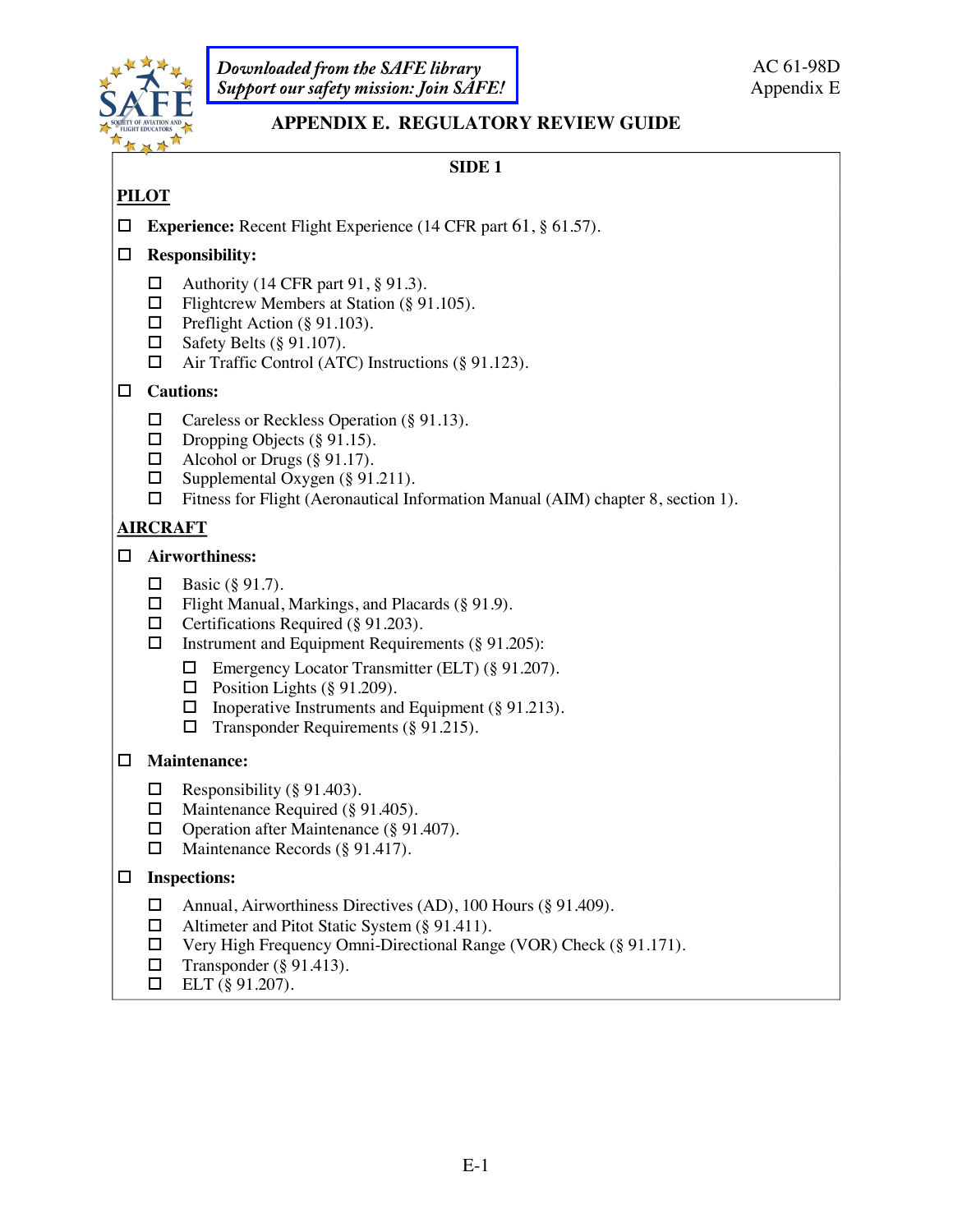Downloaded from the SAFE library
Support our safety mission: Join SAFE!

# APPENDIX E. REGULATORY REVIEW GUIDE

## SIDE 1

### PILOT

- ☐ **Experience:** Recent Flight Experience (14 CFR part 61, § 61.57).
- ☐ **Responsibility:**
  - ☐ Authority (14 CFR part 91, § 91.3).
  - ☐ Flightcrew Members at Station (§ 91.105).
  - ☐ Preflight Action (§ 91.103).
  - ☐ Safety Belts (§ 91.107).
  - ☐ Air Traffic Control (ATC) Instructions (§ 91.123).
- ☐ **Cautions:**
  - ☐ Careless or Reckless Operation (§ 91.13).
  - ☐ Dropping Objects (§ 91.15).
  - ☐ Alcohol or Drugs (§ 91.17).
  - ☐ Supplemental Oxygen (§ 91.211).
  - ☐ Fitness for Flight (Aeronautical Information Manual (AIM) chapter 8, section 1).

### AIRCRAFT

- ☐ **Airworthiness:**
  - ☐ Basic (§ 91.7).
  - ☐ Flight Manual, Markings, and Placards (§ 91.9).
  - ☐ Certifications Required (§ 91.203).
  - ☐ Instrument and Equipment Requirements (§ 91.205):
    - ☐ Emergency Locator Transmitter (ELT) (§ 91.207).
    - ☐ Position Lights (§ 91.209).
    - ☐ Inoperative Instruments and Equipment (§ 91.213).
    - ☐ Transponder Requirements (§ 91.215).
- ☐ **Maintenance:**
  - ☐ Responsibility (§ 91.403).
  - ☐ Maintenance Required (§ 91.405).
  - ☐ Operation after Maintenance (§ 91.407).
  - ☐ Maintenance Records (§ 91.417).
- ☐ **Inspections:**
  - ☐ Annual, Airworthiness Directives (AD), 100 Hours (§ 91.409).
  - ☐ Altimeter and Pitot Static System (§ 91.411).
  - ☐ Very High Frequency Omni-Directional Range (VOR) Check (§ 91.171).
  - ☐ Transponder (§ 91.413).
  - ☐ ELT (§ 91.207).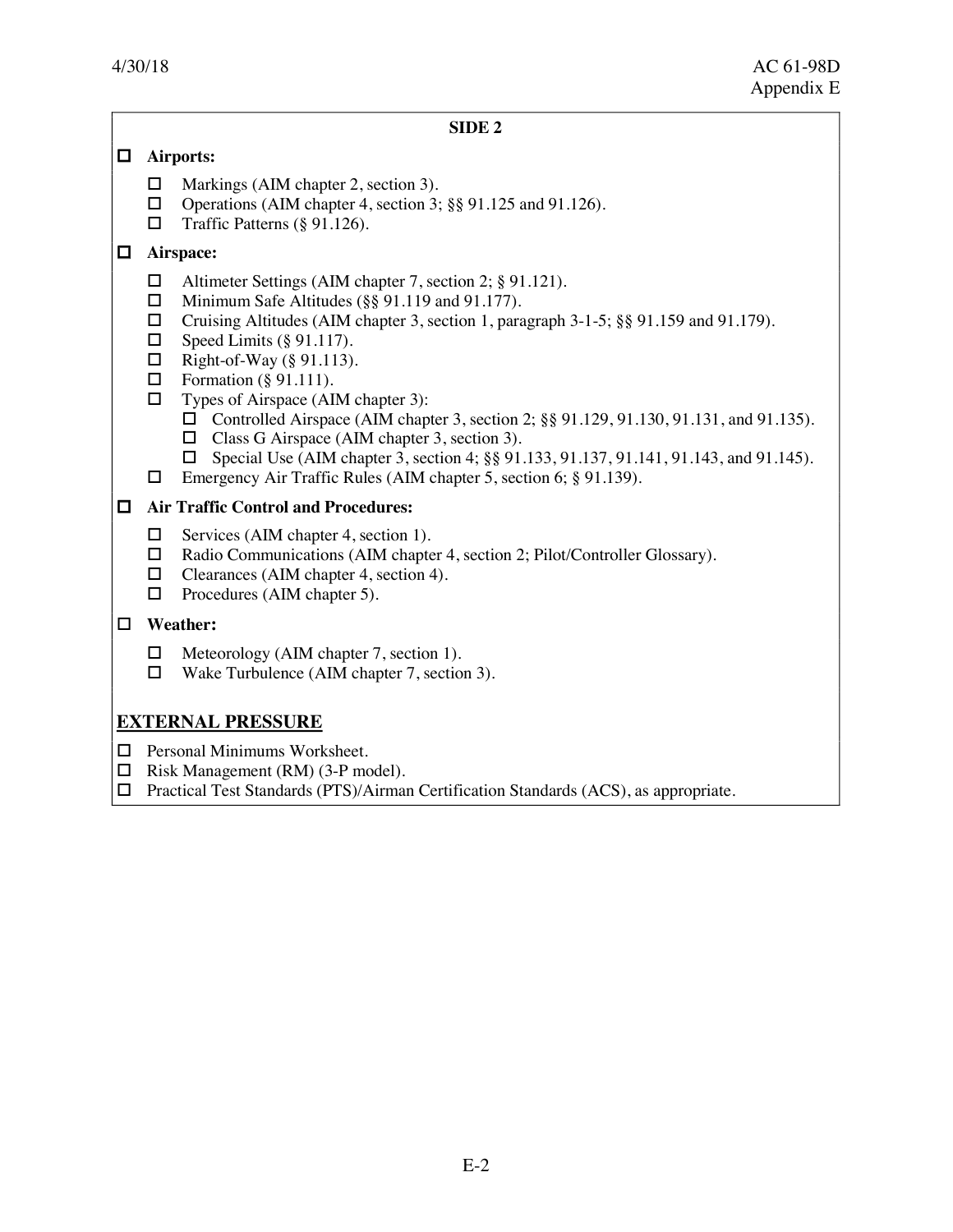**SIDE 2**

- ☐ **Airports:**
  - ☐ Markings (AIM chapter 2, section 3).
  - ☐ Operations (AIM chapter 4, section 3; §§ 91.125 and 91.126).
  - ☐ Traffic Patterns (§ 91.126).
- ☐ **Airspace:**
  - ☐ Altimeter Settings (AIM chapter 7, section 2; § 91.121).
  - ☐ Minimum Safe Altitudes (§§ 91.119 and 91.177).
  - ☐ Cruising Altitudes (AIM chapter 3, section 1, paragraph 3-1-5; §§ 91.159 and 91.179).
  - ☐ Speed Limits (§ 91.117).
  - ☐ Right-of-Way (§ 91.113).
  - ☐ Formation (§ 91.111).
  - ☐ Types of Airspace (AIM chapter 3):
    - ☐ Controlled Airspace (AIM chapter 3, section 2; §§ 91.129, 91.130, 91.131, and 91.135).
    - ☐ Class G Airspace (AIM chapter 3, section 3).
    - ☐ Special Use (AIM chapter 3, section 4; §§ 91.133, 91.137, 91.141, 91.143, and 91.145).
  - ☐ Emergency Air Traffic Rules (AIM chapter 5, section 6; § 91.139).
- ☐ **Air Traffic Control and Procedures:**
  - ☐ Services (AIM chapter 4, section 1).
  - ☐ Radio Communications (AIM chapter 4, section 2; Pilot/Controller Glossary).
  - ☐ Clearances (AIM chapter 4, section 4).
  - ☐ Procedures (AIM chapter 5).
- ☐ **Weather:**
  - ☐ Meteorology (AIM chapter 7, section 1).
  - ☐ Wake Turbulence (AIM chapter 7, section 3).

## EXTERNAL PRESSURE

- ☐ Personal Minimums Worksheet.
- ☐ Risk Management (RM) (3-P model).
- ☐ Practical Test Standards (PTS)/Airman Certification Standards (ACS), as appropriate.